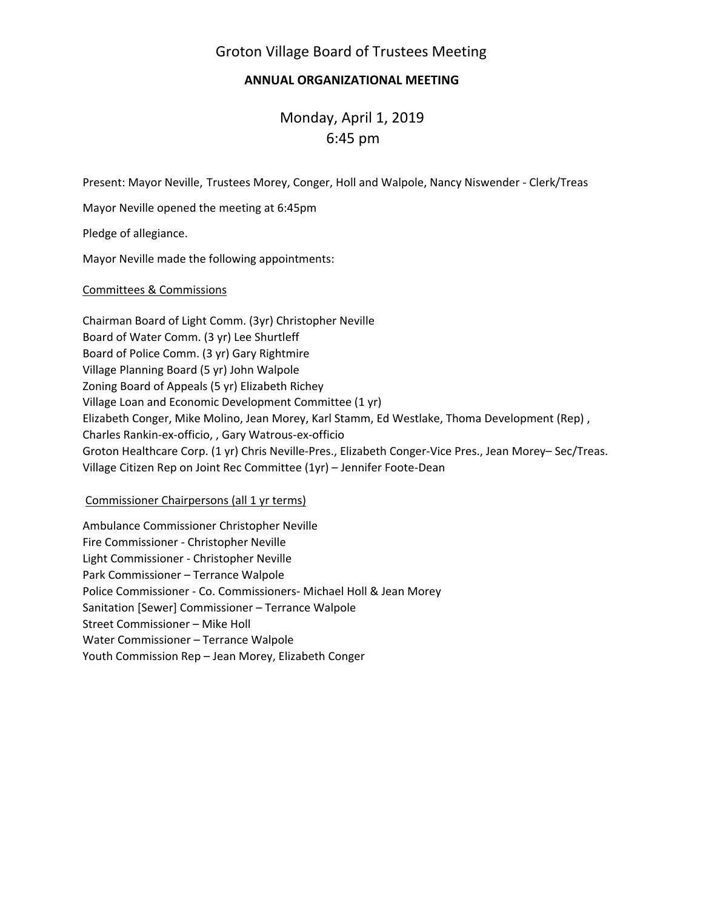# Groton Village Board of Trustees Meeting

## ANNUAL ORGANIZATIONAL MEETING

Monday, April 1, 2019
6:45 pm

Present: Mayor Neville, Trustees Morey, Conger, Holl and Walpole, Nancy Niswender - Clerk/Treas

Mayor Neville opened the meeting at 6:45pm

Pledge of allegiance.

Mayor Neville made the following appointments:

Committees & Commissions

Chairman Board of Light Comm. (3yr) Christopher Neville
Board of Water Comm. (3 yr) Lee Shurtleff
Board of Police Comm. (3 yr) Gary Rightmire
Village Planning Board (5 yr) John Walpole
Zoning Board of Appeals (5 yr) Elizabeth Richey
Village Loan and Economic Development Committee (1 yr)
Elizabeth Conger, Mike Molino, Jean Morey, Karl Stamm, Ed Westlake, Thoma Development (Rep) ,
Charles Rankin-ex-officio, , Gary Watrous-ex-officio
Groton Healthcare Corp. (1 yr) Chris Neville-Pres., Elizabeth Conger-Vice Pres., Jean Morey– Sec/Treas.
Village Citizen Rep on Joint Rec Committee (1yr) – Jennifer Foote-Dean

Commissioner Chairpersons (all 1 yr terms)

Ambulance Commissioner Christopher Neville
Fire Commissioner - Christopher Neville
Light Commissioner - Christopher Neville
Park Commissioner – Terrance Walpole
Police Commissioner - Co. Commissioners- Michael Holl & Jean Morey
Sanitation [Sewer] Commissioner – Terrance Walpole
Street Commissioner – Mike Holl
Water Commissioner – Terrance Walpole
Youth Commission Rep – Jean Morey, Elizabeth Conger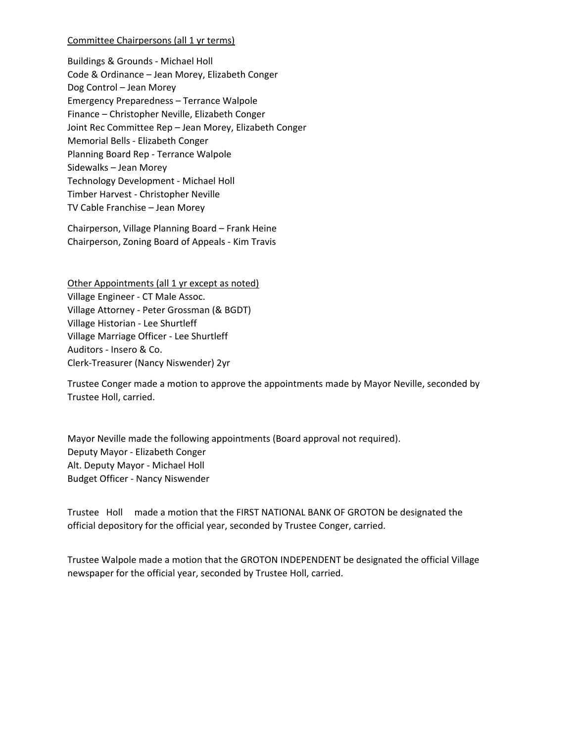Committee Chairpersons (all 1 yr terms)

Buildings & Grounds - Michael Holl
Code & Ordinance – Jean Morey, Elizabeth Conger
Dog Control – Jean Morey
Emergency Preparedness – Terrance Walpole
Finance – Christopher Neville, Elizabeth Conger
Joint Rec Committee Rep – Jean Morey, Elizabeth Conger
Memorial Bells - Elizabeth Conger
Planning Board Rep - Terrance Walpole
Sidewalks – Jean Morey
Technology Development - Michael Holl
Timber Harvest - Christopher Neville
TV Cable Franchise – Jean Morey

Chairperson, Village Planning Board – Frank Heine
Chairperson, Zoning Board of Appeals - Kim Travis

Other Appointments (all 1 yr except as noted)
Village Engineer - CT Male Assoc.
Village Attorney - Peter Grossman (& BGDT)
Village Historian - Lee Shurtleff
Village Marriage Officer - Lee Shurtleff
Auditors - Insero & Co.
Clerk-Treasurer (Nancy Niswender) 2yr

Trustee Conger made a motion to approve the appointments made by Mayor Neville, seconded by Trustee Holl, carried.

Mayor Neville made the following appointments (Board approval not required).
Deputy Mayor - Elizabeth Conger
Alt. Deputy Mayor - Michael Holl
Budget Officer - Nancy Niswender

Trustee Holl made a motion that the FIRST NATIONAL BANK OF GROTON be designated the official depository for the official year, seconded by Trustee Conger, carried.

Trustee Walpole made a motion that the GROTON INDEPENDENT be designated the official Village newspaper for the official year, seconded by Trustee Holl, carried.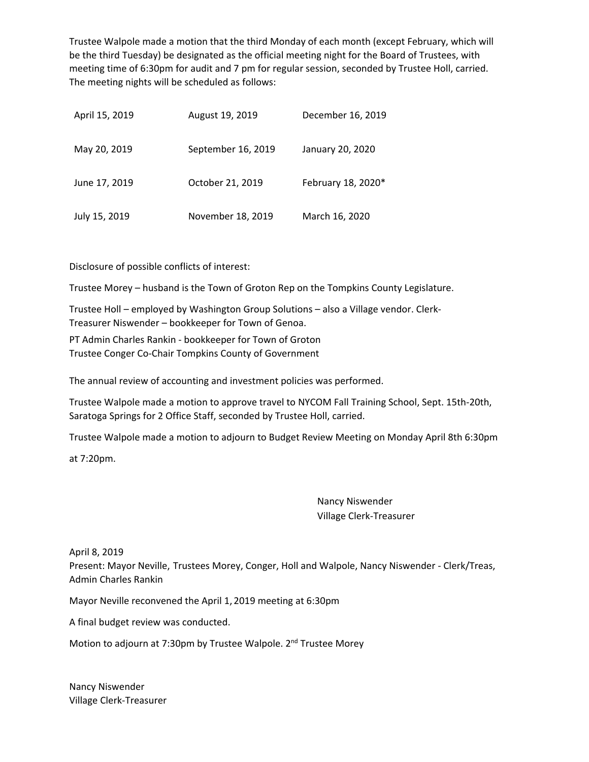Trustee Walpole made a motion that the third Monday of each month (except February, which will be the third Tuesday) be designated as the official meeting night for the Board of Trustees, with meeting time of 6:30pm for audit and 7 pm for regular session, seconded by Trustee Holl, carried. The meeting nights will be scheduled as follows:

| | | |
|---|---|---|
| April 15, 2019 | August 19, 2019 | December 16, 2019 |
| May 20, 2019 | September 16, 2019 | January 20, 2020 |
| June 17, 2019 | October 21, 2019 | February 18, 2020* |
| July 15, 2019 | November 18, 2019 | March 16, 2020 |

Disclosure of possible conflicts of interest:

Trustee Morey – husband is the Town of Groton Rep on the Tompkins County Legislature.

Trustee Holl – employed by Washington Group Solutions – also a Village vendor. Clerk-Treasurer Niswender – bookkeeper for Town of Genoa.

PT Admin Charles Rankin - bookkeeper for Town of Groton
Trustee Conger Co-Chair Tompkins County of Government

The annual review of accounting and investment policies was performed.

Trustee Walpole made a motion to approve travel to NYCOM Fall Training School, Sept. 15th-20th, Saratoga Springs for 2 Office Staff, seconded by Trustee Holl, carried.

Trustee Walpole made a motion to adjourn to Budget Review Meeting on Monday April 8th 6:30pm

at 7:20pm.

Nancy Niswender
Village Clerk-Treasurer

April 8, 2019
Present: Mayor Neville, Trustees Morey, Conger, Holl and Walpole, Nancy Niswender - Clerk/Treas, Admin Charles Rankin

Mayor Neville reconvened the April 1, 2019 meeting at 6:30pm

A final budget review was conducted.

Motion to adjourn at 7:30pm by Trustee Walpole. 2nd Trustee Morey

Nancy Niswender
Village Clerk-Treasurer